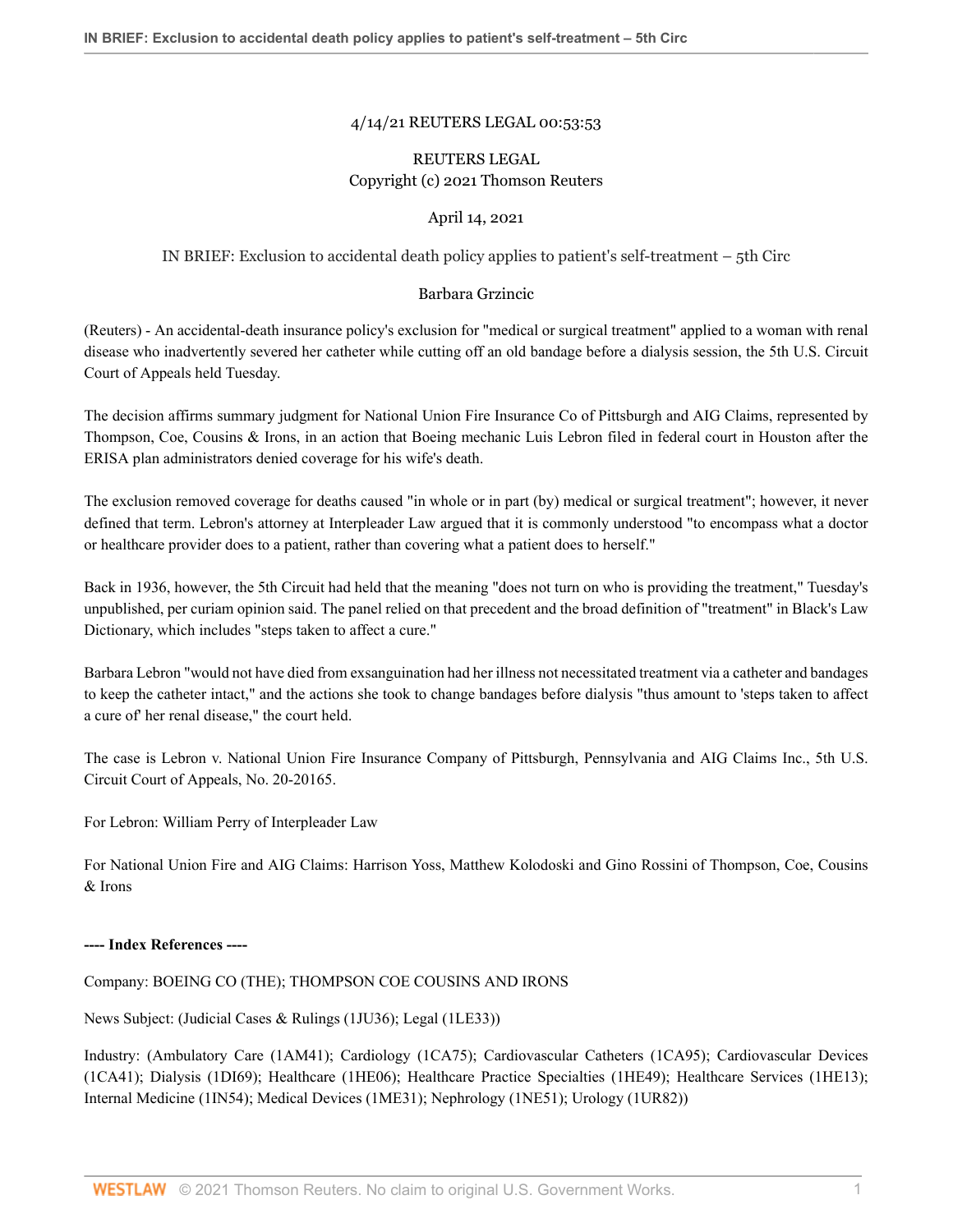4/14/21 REUTERS LEGAL 00:53:53

REUTERS LEGAL
Copyright (c) 2021 Thomson Reuters

April 14, 2021

# IN BRIEF: Exclusion to accidental death policy applies to patient's self-treatment – 5th Circ

Barbara Grzincic

(Reuters) - An accidental-death insurance policy's exclusion for "medical or surgical treatment" applied to a woman with renal disease who inadvertently severed her catheter while cutting off an old bandage before a dialysis session, the 5th U.S. Circuit Court of Appeals held Tuesday.

The decision affirms summary judgment for National Union Fire Insurance Co of Pittsburgh and AIG Claims, represented by Thompson, Coe, Cousins & Irons, in an action that Boeing mechanic Luis Lebron filed in federal court in Houston after the ERISA plan administrators denied coverage for his wife's death.

The exclusion removed coverage for deaths caused "in whole or in part (by) medical or surgical treatment"; however, it never defined that term. Lebron's attorney at Interpleader Law argued that it is commonly understood "to encompass what a doctor or healthcare provider does to a patient, rather than covering what a patient does to herself."

Back in 1936, however, the 5th Circuit had held that the meaning "does not turn on who is providing the treatment," Tuesday's unpublished, per curiam opinion said. The panel relied on that precedent and the broad definition of "treatment" in Black's Law Dictionary, which includes "steps taken to affect a cure."

Barbara Lebron "would not have died from exsanguination had her illness not necessitated treatment via a catheter and bandages to keep the catheter intact," and the actions she took to change bandages before dialysis "thus amount to 'steps taken to affect a cure of' her renal disease," the court held.

The case is Lebron v. National Union Fire Insurance Company of Pittsburgh, Pennsylvania and AIG Claims Inc., 5th U.S. Circuit Court of Appeals, No. 20-20165.

For Lebron: William Perry of Interpleader Law

For National Union Fire and AIG Claims: Harrison Yoss, Matthew Kolodoski and Gino Rossini of Thompson, Coe, Cousins & Irons

**---- Index References ----**

Company: BOEING CO (THE); THOMPSON COE COUSINS AND IRONS

News Subject: (Judicial Cases & Rulings (1JU36); Legal (1LE33))

Industry: (Ambulatory Care (1AM41); Cardiology (1CA75); Cardiovascular Catheters (1CA95); Cardiovascular Devices (1CA41); Dialysis (1DI69); Healthcare (1HE06); Healthcare Practice Specialties (1HE49); Healthcare Services (1HE13); Internal Medicine (1IN54); Medical Devices (1ME31); Nephrology (1NE51); Urology (1UR82))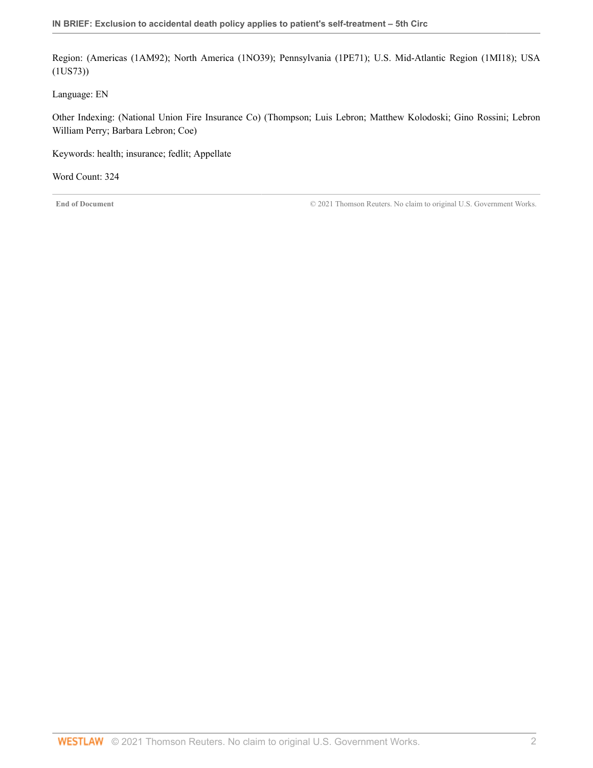Region: (Americas (1AM92); North America (1NO39); Pennsylvania (1PE71); U.S. Mid-Atlantic Region (1MI18); USA (1US73))

Language: EN

Other Indexing: (National Union Fire Insurance Co) (Thompson; Luis Lebron; Matthew Kolodoski; Gino Rossini; Lebron William Perry; Barbara Lebron; Coe)

Keywords: health; insurance; fedlit; Appellate

Word Count: 324

End of Document © 2021 Thomson Reuters. No claim to original U.S. Government Works.